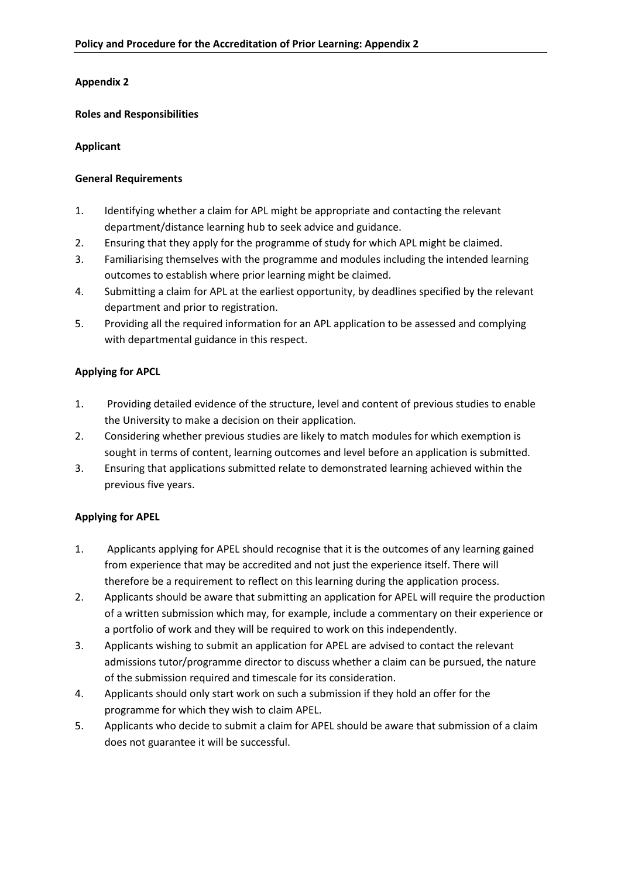## Appendix 2

### Roles and Responsibilities

### Applicant

#### General Requirements

1. Identifying whether a claim for APL might be appropriate and contacting the relevant department/distance learning hub to seek advice and guidance.
2. Ensuring that they apply for the programme of study for which APL might be claimed.
3. Familiarising themselves with the programme and modules including the intended learning outcomes to establish where prior learning might be claimed.
4. Submitting a claim for APL at the earliest opportunity, by deadlines specified by the relevant department and prior to registration.
5. Providing all the required information for an APL application to be assessed and complying with departmental guidance in this respect.

#### Applying for APCL

1. Providing detailed evidence of the structure, level and content of previous studies to enable the University to make a decision on their application.
2. Considering whether previous studies are likely to match modules for which exemption is sought in terms of content, learning outcomes and level before an application is submitted.
3. Ensuring that applications submitted relate to demonstrated learning achieved within the previous five years.

#### Applying for APEL

1. Applicants applying for APEL should recognise that it is the outcomes of any learning gained from experience that may be accredited and not just the experience itself. There will therefore be a requirement to reflect on this learning during the application process.
2. Applicants should be aware that submitting an application for APEL will require the production of a written submission which may, for example, include a commentary on their experience or a portfolio of work and they will be required to work on this independently.
3. Applicants wishing to submit an application for APEL are advised to contact the relevant admissions tutor/programme director to discuss whether a claim can be pursued, the nature of the submission required and timescale for its consideration.
4. Applicants should only start work on such a submission if they hold an offer for the programme for which they wish to claim APEL.
5. Applicants who decide to submit a claim for APEL should be aware that submission of a claim does not guarantee it will be successful.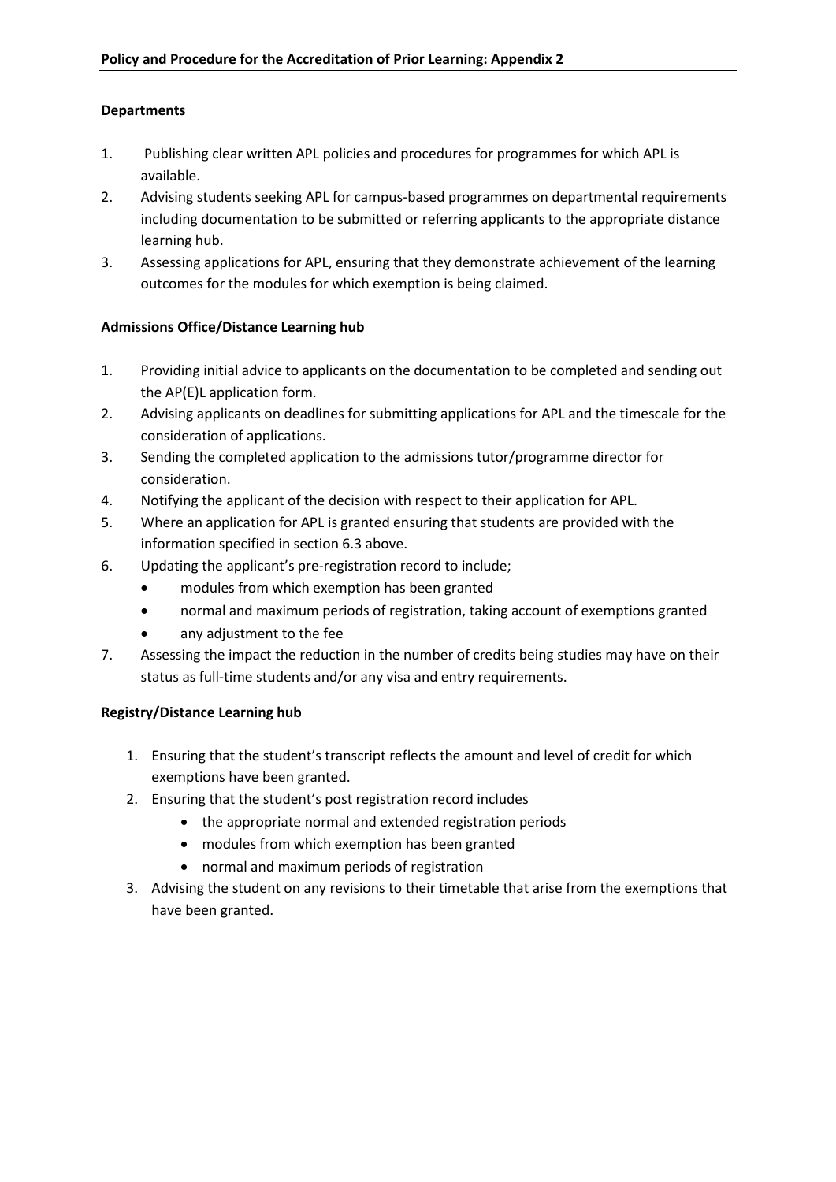**Departments**

1. Publishing clear written APL policies and procedures for programmes for which APL is available.
2. Advising students seeking APL for campus-based programmes on departmental requirements including documentation to be submitted or referring applicants to the appropriate distance learning hub.
3. Assessing applications for APL, ensuring that they demonstrate achievement of the learning outcomes for the modules for which exemption is being claimed.

**Admissions Office/Distance Learning hub**

1. Providing initial advice to applicants on the documentation to be completed and sending out the AP(E)L application form.
2. Advising applicants on deadlines for submitting applications for APL and the timescale for the consideration of applications.
3. Sending the completed application to the admissions tutor/programme director for consideration.
4. Notifying the applicant of the decision with respect to their application for APL.
5. Where an application for APL is granted ensuring that students are provided with the information specified in section 6.3 above.
6. Updating the applicant's pre-registration record to include;
   - modules from which exemption has been granted
   - normal and maximum periods of registration, taking account of exemptions granted
   - any adjustment to the fee
7. Assessing the impact the reduction in the number of credits being studies may have on their status as full-time students and/or any visa and entry requirements.

**Registry/Distance Learning hub**

1. Ensuring that the student's transcript reflects the amount and level of credit for which exemptions have been granted.
2. Ensuring that the student's post registration record includes
   - the appropriate normal and extended registration periods
   - modules from which exemption has been granted
   - normal and maximum periods of registration
3. Advising the student on any revisions to their timetable that arise from the exemptions that have been granted.